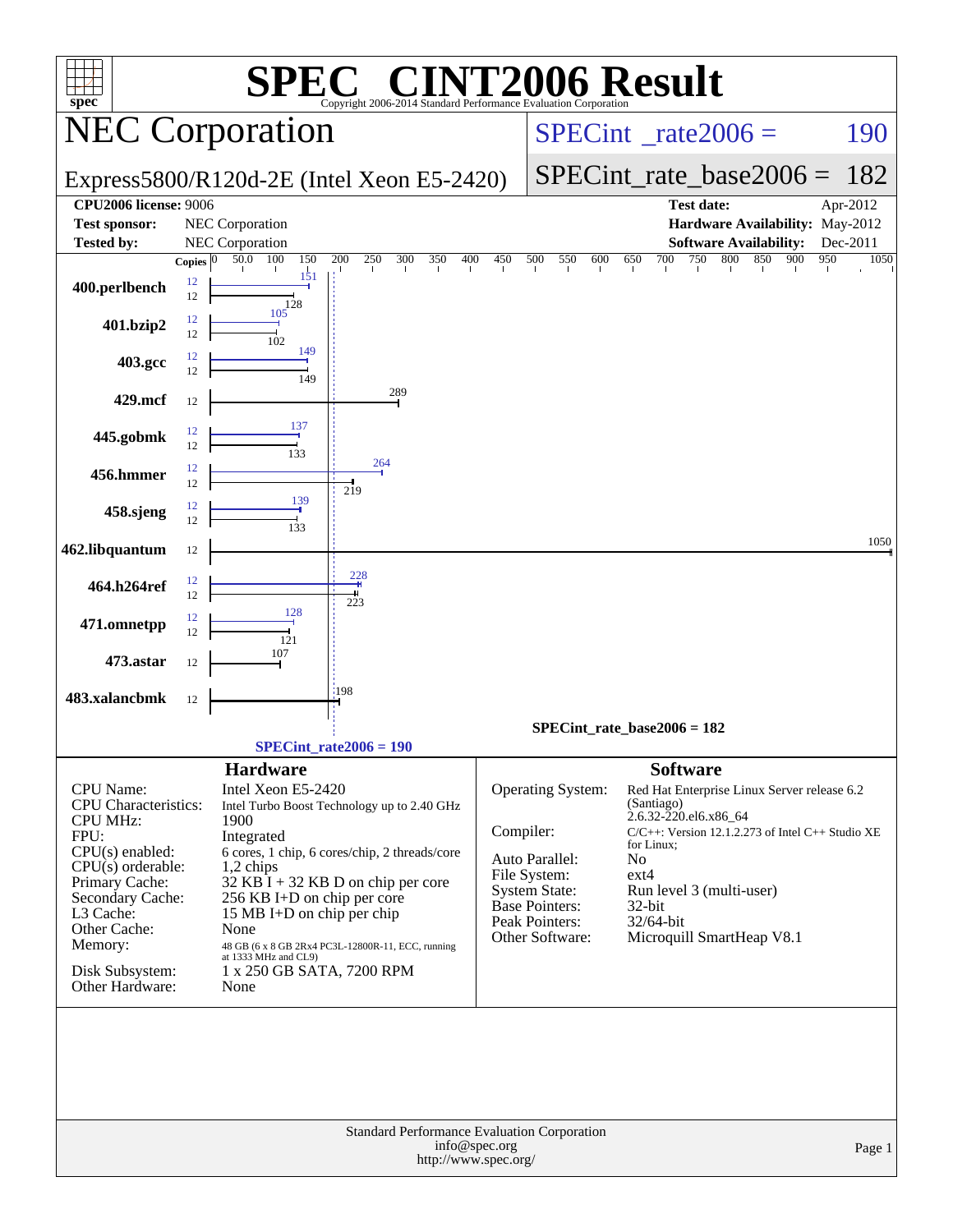# SPEC® CINT2006 Result

Copyright 2006-2014 Standard Performance Evaluation Corporation

## NEC Corporation

**Express5800/R120d-2E (Intel Xeon E5-2420)**

SPECint_rate2006 = 190

SPECint_rate_base2006 = 182

| | | | |
|---|---|---|---|
| **CPU2006 license:** 9006 | | **Test date:** | Apr-2012 |
| **Test sponsor:** | NEC Corporation | **Hardware Availability:** | May-2012 |
| **Tested by:** | NEC Corporation | **Software Availability:** | Dec-2011 |

| Benchmark | Copies | Peak | Base |
|---|---|---|---|
| 400.perlbench | 12 | 151 | 128 |
| 401.bzip2 | 12 | 105 | 102 |
| 403.gcc | 12 | 149 | 149 |
| 429.mcf | 12 | | 289 |
| 445.gobmk | 12 | 137 | 133 |
| 456.hmmer | 12 | 264 | 219 |
| 458.sjeng | 12 | 139 | 133 |
| 462.libquantum | 12 | | 1050 |
| 464.h264ref | 12 | 228 | 223 |
| 471.omnetpp | 12 | 128 | 121 |
| 473.astar | 12 | | 107 |
| 483.xalancbmk | 12 | | 198 |

SPECint_rate_base2006 = 182

SPECint_rate2006 = 190

### Hardware

| | |
|---|---|
| CPU Name: | Intel Xeon E5-2420 |
| CPU Characteristics: | Intel Turbo Boost Technology up to 2.40 GHz |
| CPU MHz: | 1900 |
| FPU: | Integrated |
| CPU(s) enabled: | 6 cores, 1 chip, 6 cores/chip, 2 threads/core |
| CPU(s) orderable: | 1,2 chips |
| Primary Cache: | 32 KB I + 32 KB D on chip per core |
| Secondary Cache: | 256 KB I+D on chip per core |
| L3 Cache: | 15 MB I+D on chip per chip |
| Other Cache: | None |
| Memory: | 48 GB (6 x 8 GB 2Rx4 PC3L-12800R-11, ECC, running at 1333 MHz and CL9) |
| Disk Subsystem: | 1 x 250 GB SATA, 7200 RPM |
| Other Hardware: | None |

### Software

| | |
|---|---|
| Operating System: | Red Hat Enterprise Linux Server release 6.2 (Santiago) 2.6.32-220.el6.x86_64 |
| Compiler: | C/C++: Version 12.1.2.273 of Intel C++ Studio XE for Linux; |
| Auto Parallel: | No |
| File System: | ext4 |
| System State: | Run level 3 (multi-user) |
| Base Pointers: | 32-bit |
| Peak Pointers: | 32/64-bit |
| Other Software: | Microquill SmartHeap V8.1 |

Standard Performance Evaluation Corporation
info@spec.org
http://www.spec.org/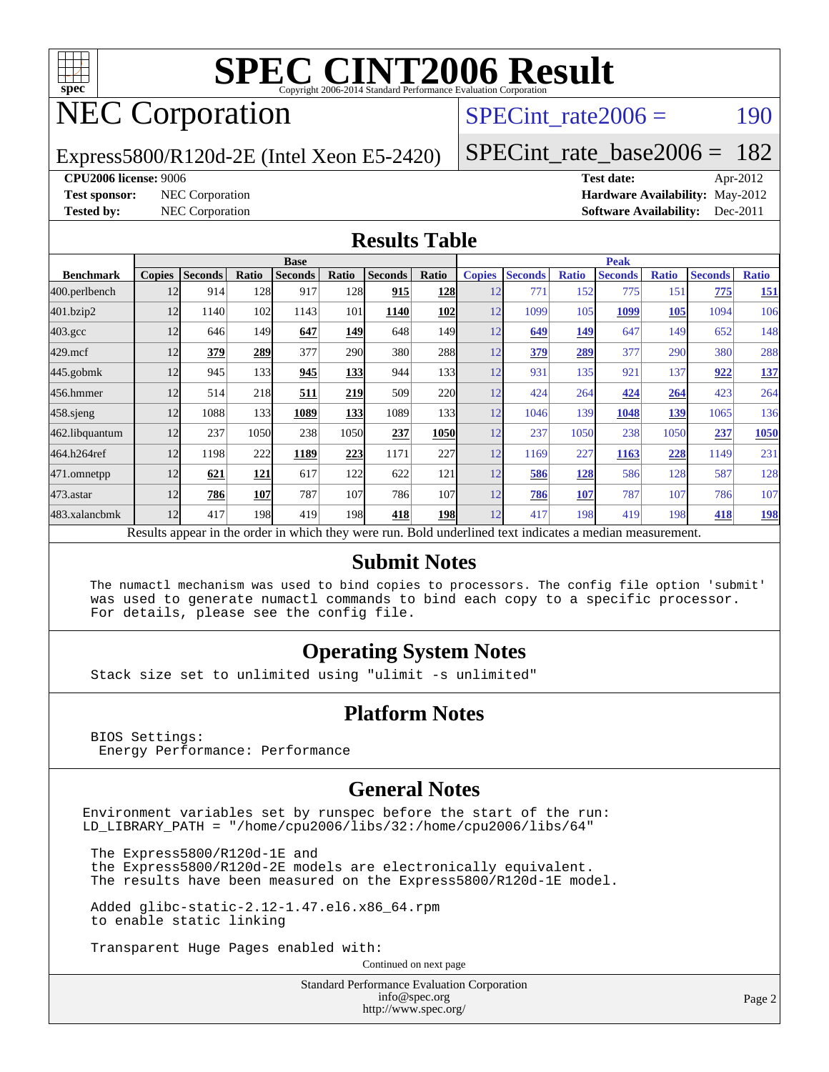# SPEC CINT2006 Result

Copyright 2006-2014 Standard Performance Evaluation Corporation

# NEC Corporation

Express5800/R120d-2E (Intel Xeon E5-2420)

SPECint_rate2006 = 190

SPECint_rate_base2006 = 182

**CPU2006 license:** 9006

**Test sponsor:** NEC Corporation

**Tested by:** NEC Corporation

**Test date:** Apr-2012

**Hardware Availability:** May-2012

**Software Availability:** Dec-2011

## Results Table

| Benchmark | Base | | | | | | | Peak | | | | | | |
|---|---|---|---|---|---|---|---|---|---|---|---|---|---|---|
| | Copies | Seconds | Ratio | Seconds | Ratio | Seconds | Ratio | Copies | Seconds | Ratio | Seconds | Ratio | Seconds | Ratio |
| 400.perlbench | 12 | 914 | 128 | 917 | 128 | **915** | **128** | 12 | 771 | 152 | 775 | 151 | **775** | **151** |
| 401.bzip2 | 12 | 1140 | 102 | 1143 | 101 | **1140** | **102** | 12 | 1099 | 105 | **1099** | **105** | 1094 | 106 |
| 403.gcc | 12 | 646 | 149 | **647** | **149** | 648 | 149 | 12 | **649** | **149** | 647 | 149 | 652 | 148 |
| 429.mcf | 12 | **379** | **289** | 377 | 290 | 380 | 288 | 12 | **379** | **289** | 377 | 290 | 380 | 288 |
| 445.gobmk | 12 | 945 | 133 | **945** | **133** | 944 | 133 | 12 | 931 | 135 | 921 | 137 | **922** | **137** |
| 456.hmmer | 12 | 514 | 218 | **511** | **219** | 509 | 220 | 12 | 424 | 264 | **424** | **264** | 423 | 264 |
| 458.sjeng | 12 | 1088 | 133 | **1089** | **133** | 1089 | 133 | 12 | 1046 | 139 | **1048** | **139** | 1065 | 136 |
| 462.libquantum | 12 | 237 | 1050 | 238 | 1050 | **237** | **1050** | 12 | 237 | 1050 | 238 | 1050 | **237** | **1050** |
| 464.h264ref | 12 | 1198 | 222 | **1189** | **223** | 1171 | 227 | 12 | 1169 | 227 | **1163** | **228** | 1149 | 231 |
| 471.omnetpp | 12 | **621** | **121** | 617 | 122 | 622 | 121 | 12 | **586** | **128** | 586 | 128 | 587 | 128 |
| 473.astar | 12 | **786** | **107** | 787 | 107 | 786 | 107 | 12 | **786** | **107** | 787 | 107 | 786 | 107 |
| 483.xalancbmk | 12 | 417 | 198 | 419 | 198 | **418** | **198** | 12 | 417 | 198 | 419 | 198 | **418** | **198** |

Results appear in the order in which they were run. Bold underlined text indicates a median measurement.

## Submit Notes

```
The numactl mechanism was used to bind copies to processors. The config file option 'submit'
was used to generate numactl commands to bind each copy to a specific processor.
For details, please see the config file.
```

## Operating System Notes

```
Stack size set to unlimited using "ulimit -s unlimited"
```

## Platform Notes

```
BIOS Settings:
 Energy Performance: Performance
```

## General Notes

```
Environment variables set by runspec before the start of the run:
LD_LIBRARY_PATH = "/home/cpu2006/libs/32:/home/cpu2006/libs/64"

 The Express5800/R120d-1E and
 the Express5800/R120d-2E models are electronically equivalent.
 The results have been measured on the Express5800/R120d-1E model.

 Added glibc-static-2.12-1.47.el6.x86_64.rpm
 to enable static linking

 Transparent Huge Pages enabled with:
```

Continued on next page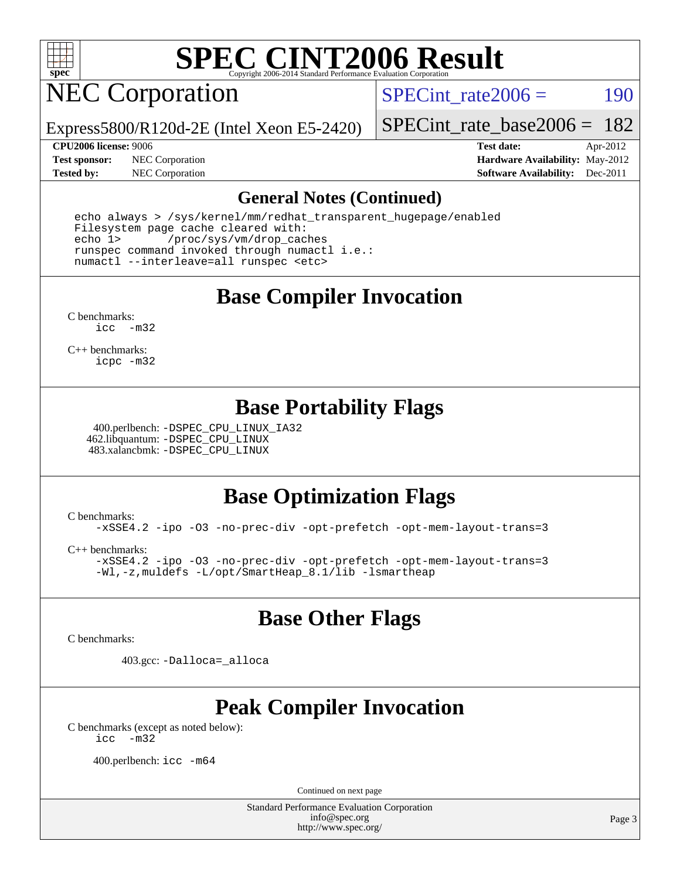# SPEC CINT2006 Result

Copyright 2006-2014 Standard Performance Evaluation Corporation

## NEC Corporation

Express5800/R120d-2E (Intel Xeon E5-2420)

SPECint_rate2006 = 190

SPECint_rate_base2006 = 182

| | | | |
|---|---|---|---|
| **CPU2006 license:** 9006 | | **Test date:** | Apr-2012 |
| **Test sponsor:** | NEC Corporation | **Hardware Availability:** | May-2012 |
| **Tested by:** | NEC Corporation | **Software Availability:** | Dec-2011 |

### General Notes (Continued)

```
echo always > /sys/kernel/mm/redhat_transparent_hugepage/enabled
Filesystem page cache cleared with:
echo 1>       /proc/sys/vm/drop_caches
runspec command invoked through numactl i.e.:
numactl --interleave=all runspec <etc>
```

### Base Compiler Invocation

C benchmarks:
```
icc  -m32
```

C++ benchmarks:
```
icpc -m32
```

### Base Portability Flags

400.perlbench: `-DSPEC_CPU_LINUX_IA32`
462.libquantum: `-DSPEC_CPU_LINUX`
483.xalancbmk: `-DSPEC_CPU_LINUX`

### Base Optimization Flags

C benchmarks:
```
-xSSE4.2 -ipo -O3 -no-prec-div -opt-prefetch -opt-mem-layout-trans=3
```

C++ benchmarks:
```
-xSSE4.2 -ipo -O3 -no-prec-div -opt-prefetch -opt-mem-layout-trans=3
-Wl,-z,muldefs -L/opt/SmartHeap_8.1/lib -lsmartheap
```

### Base Other Flags

C benchmarks:

403.gcc: `-Dalloca=_alloca`

### Peak Compiler Invocation

C benchmarks (except as noted below):
```
icc  -m32
```

400.perlbench: `icc -m64`

Continued on next page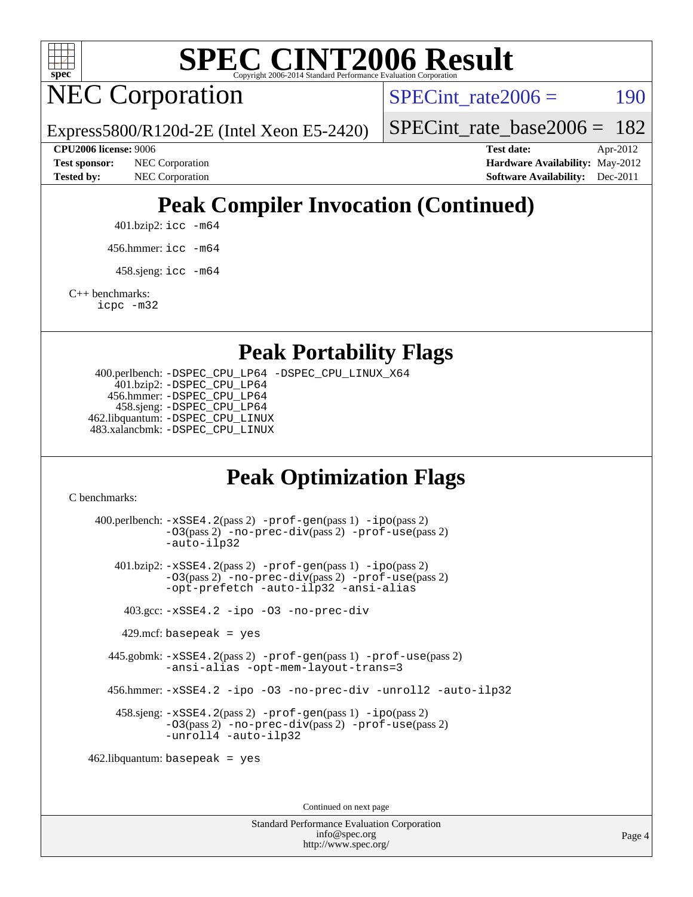# SPEC CINT2006 Result

Copyright 2006-2014 Standard Performance Evaluation Corporation

## NEC Corporation

Express5800/R120d-2E (Intel Xeon E5-2420)

SPECint_rate2006 = 190

SPECint_rate_base2006 = 182

**CPU2006 license:** 9006
**Test sponsor:** NEC Corporation
**Tested by:** NEC Corporation

**Test date:** Apr-2012
**Hardware Availability:** May-2012
**Software Availability:** Dec-2011

## Peak Compiler Invocation (Continued)

401.bzip2: `icc -m64`

456.hmmer: `icc -m64`

458.sjeng: `icc -m64`

C++ benchmarks:
`icpc -m32`

## Peak Portability Flags

400.perlbench: `-DSPEC_CPU_LP64 -DSPEC_CPU_LINUX_X64`
401.bzip2: `-DSPEC_CPU_LP64`
456.hmmer: `-DSPEC_CPU_LP64`
458.sjeng: `-DSPEC_CPU_LP64`
462.libquantum: `-DSPEC_CPU_LINUX`
483.xalancbmk: `-DSPEC_CPU_LINUX`

## Peak Optimization Flags

C benchmarks:

400.perlbench: `-xSSE4.2`(pass 2) `-prof-gen`(pass 1) `-ipo`(pass 2) `-O3`(pass 2) `-no-prec-div`(pass 2) `-prof-use`(pass 2) `-auto-ilp32`

401.bzip2: `-xSSE4.2`(pass 2) `-prof-gen`(pass 1) `-ipo`(pass 2) `-O3`(pass 2) `-no-prec-div`(pass 2) `-prof-use`(pass 2) `-opt-prefetch -auto-ilp32 -ansi-alias`

403.gcc: `-xSSE4.2 -ipo -O3 -no-prec-div`

429.mcf: `basepeak = yes`

445.gobmk: `-xSSE4.2`(pass 2) `-prof-gen`(pass 1) `-prof-use`(pass 2) `-ansi-alias -opt-mem-layout-trans=3`

456.hmmer: `-xSSE4.2 -ipo -O3 -no-prec-div -unroll2 -auto-ilp32`

458.sjeng: `-xSSE4.2`(pass 2) `-prof-gen`(pass 1) `-ipo`(pass 2) `-O3`(pass 2) `-no-prec-div`(pass 2) `-prof-use`(pass 2) `-unroll4 -auto-ilp32`

462.libquantum: `basepeak = yes`

Continued on next page

Standard Performance Evaluation Corporation
info@spec.org
http://www.spec.org/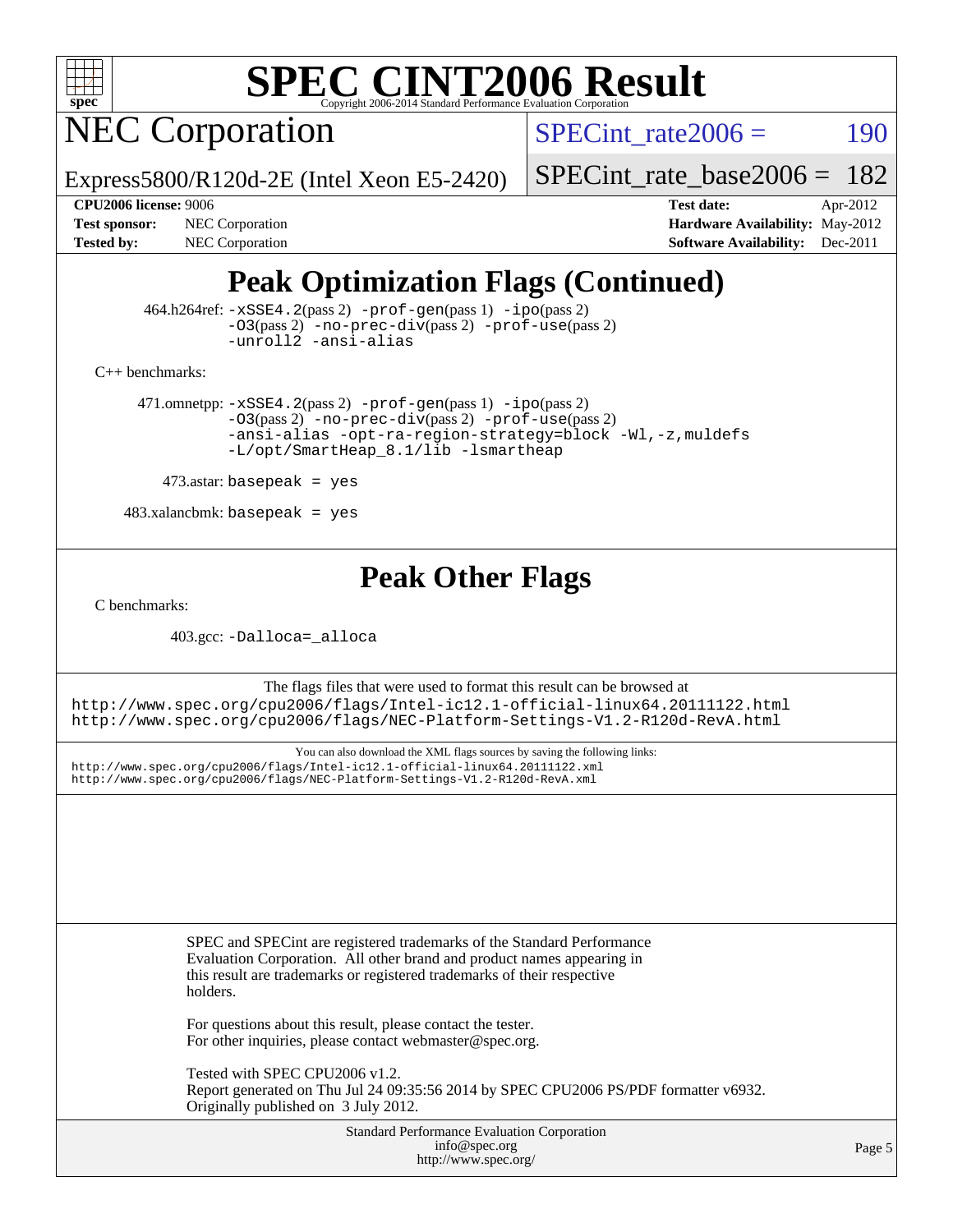# SPEC CINT2006 Result

Copyright 2006-2014 Standard Performance Evaluation Corporation

## NEC Corporation

Express5800/R120d-2E (Intel Xeon E5-2420)

SPECint_rate2006 = 190

SPECint_rate_base2006 = 182

**CPU2006 license:** 9006
**Test sponsor:** NEC Corporation
**Tested by:** NEC Corporation

**Test date:** Apr-2012
**Hardware Availability:** May-2012
**Software Availability:** Dec-2011

## Peak Optimization Flags (Continued)

464.h264ref: `-xSSE4.2`(pass 2) `-prof-gen`(pass 1) `-ipo`(pass 2) `-O3`(pass 2) `-no-prec-div`(pass 2) `-prof-use`(pass 2) `-unroll2` `-ansi-alias`

C++ benchmarks:

471.omnetpp: `-xSSE4.2`(pass 2) `-prof-gen`(pass 1) `-ipo`(pass 2) `-O3`(pass 2) `-no-prec-div`(pass 2) `-prof-use`(pass 2) `-ansi-alias` `-opt-ra-region-strategy=block` `-Wl,-z,muldefs` `-L/opt/SmartHeap_8.1/lib` `-lsmartheap`

473.astar: `basepeak = yes`

483.xalancbmk: `basepeak = yes`

## Peak Other Flags

C benchmarks:

403.gcc: `-Dalloca=_alloca`

The flags files that were used to format this result can be browsed at
http://www.spec.org/cpu2006/flags/Intel-ic12.1-official-linux64.20111122.html
http://www.spec.org/cpu2006/flags/NEC-Platform-Settings-V1.2-R120d-RevA.html

You can also download the XML flags sources by saving the following links:
http://www.spec.org/cpu2006/flags/Intel-ic12.1-official-linux64.20111122.xml
http://www.spec.org/cpu2006/flags/NEC-Platform-Settings-V1.2-R120d-RevA.xml

SPEC and SPECint are registered trademarks of the Standard Performance Evaluation Corporation. All other brand and product names appearing in this result are trademarks or registered trademarks of their respective holders.

For questions about this result, please contact the tester.
For other inquiries, please contact webmaster@spec.org.

Tested with SPEC CPU2006 v1.2.
Report generated on Thu Jul 24 09:35:56 2014 by SPEC CPU2006 PS/PDF formatter v6932.
Originally published on 3 July 2012.

Standard Performance Evaluation Corporation
info@spec.org
http://www.spec.org/